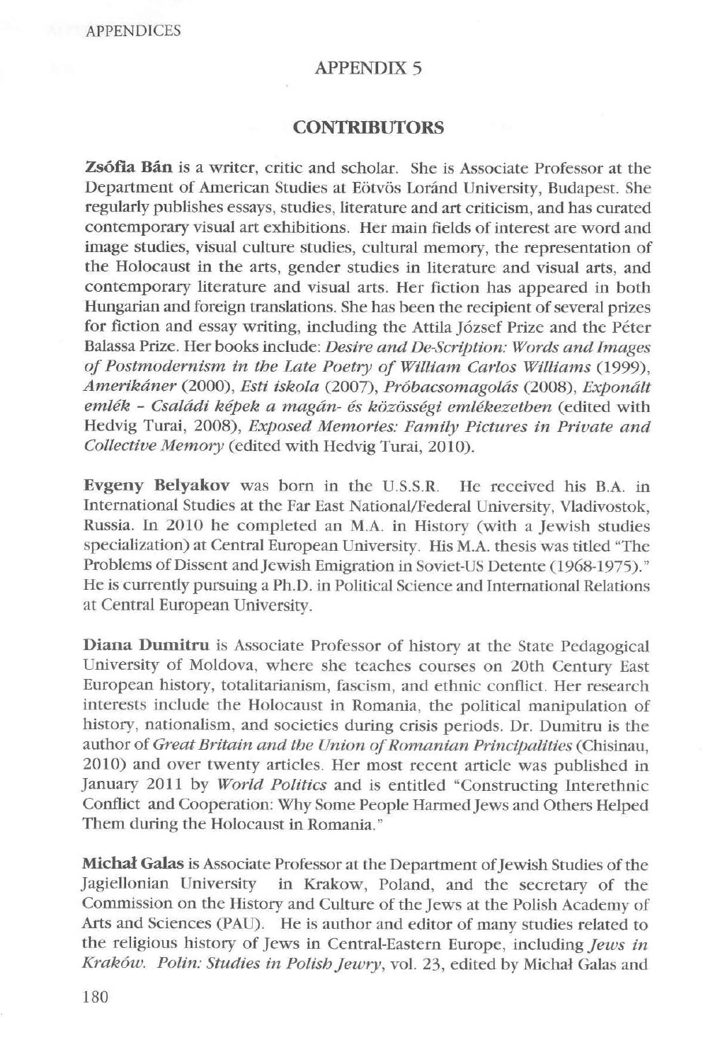# APPENDIX 5

## CONTRIBUTORS

**Zsófia Bán** is a writer, critic and scholar. She is Associate Professor at the Department of American Studies at Eötvös Loránd University, Budapest. She regularly publishes essays, studies, literature and art criticism, and has curated contemporary visual art exhibitions. Her main fields of interest are word and image studies, visual culture studies, cultural memory, the representation of the Holocaust in the arts, gender studies in literature and visual arts, and contemporary literature and visual arts. Her fiction has appeared in both Hungarian and foreign translations. She has been the recipient of several prizes for fiction and essay writing, including the Attila József Prize and the Péter Balassa Prize. Her books include: *Desire and De-Scription: Words and Images of Postmodernism in the Late Poetry of William Carlos Williams* (1999), *Amerikáner* (2000), *Esti iskola* (2007), *Próbacsomagolás* (2008), *Exponált emlék - Családi képek a magán- és közösségi emlékezetben* (edited with Hedvig Turai, 2008), *Exposed Memories: Family Pictures in Private and Collective Memory* (edited with Hedvig Turai, 2010).

**Evgeny Belyakov** was born in the U.S.S.R. He received his B.A. in International Studies at the Far East National/Federal University, Vladivostok, Russia. In 2010 he completed an M.A. in History (with a Jewish studies specialization) at Central European University. His M.A. thesis was titled "The Problems of Dissent and Jewish Emigration in Soviet-US Detente (1968-1975)." He is currently pursuing a Ph.D. in Political Science and International Relations at Central European University.

**Diana Dumitru** is Associate Professor of history at the State Pedagogical University of Moldova, where she teaches courses on 20th Century East European history, totalitarianism, fascism, and ethnic conflict. Her research interests include the Holocaust in Romania, the political manipulation of history, nationalism, and societies during crisis periods. Dr. Dumitru is the author of *Great Britain and the Union of Romanian Principalities* (Chisinau, 2010) and over twenty articles. Her most recent article was published in January 2011 by *World Politics* and is entitled "Constructing Interethnic Conflict and Cooperation: Why Some People Harmed Jews and Others Helped Them during the Holocaust in Romania."

**Michał Galas** is Associate Professor at the Department of Jewish Studies of the Jagiellonian University in Krakow, Poland, and the secretary of the Commission on the History and Culture of the Jews at the Polish Academy of Arts and Sciences (PAU). He is author and editor of many studies related to the religious history of Jews in Central-Eastern Europe, including *Jews in Kraków. Polin: Studies in Polish Jewry*, vol. 23, edited by Michał Galas and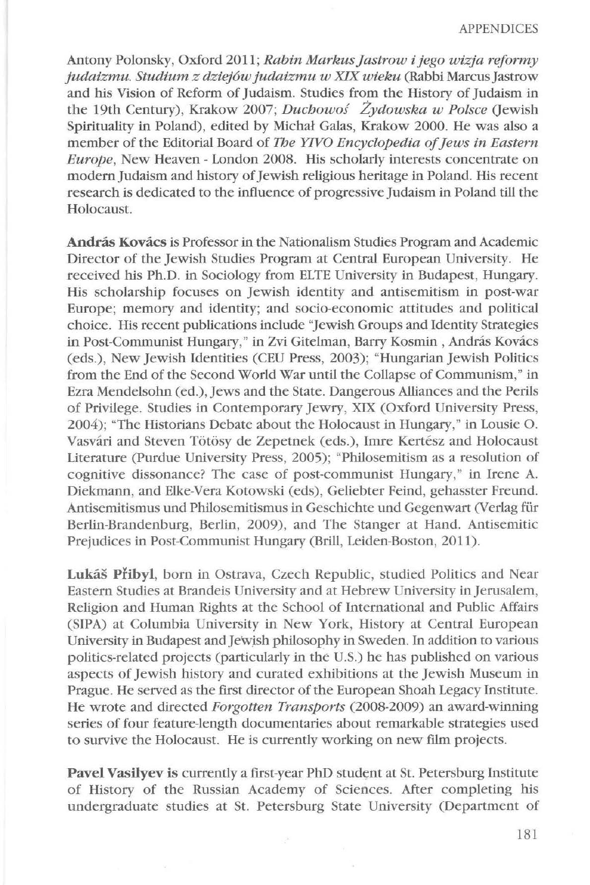Antony Polonsky, Oxford 2011; *Rabin Markus Jastrow i jego wizja reformy judaizmu. Studium z dziejów judaizmu w XIX wieku* (Rabbi Marcus Jastrow and his Vision of Reform of Judaism. Studies from the History of Judaism in the 19th Century), Krakow 2007; *Duchowoś Żydowska w Polsce* (Jewish Spirituality in Poland), edited by Michał Galas, Krakow 2000. He was also a member of the Editorial Board of *The YIVO Encyclopedia of Jews in Eastern Europe*, New Heaven - London 2008. His scholarly interests concentrate on modern Judaism and history of Jewish religious heritage in Poland. His recent research is dedicated to the influence of progressive Judaism in Poland till the Holocaust.

**András Kovács** is Professor in the Nationalism Studies Program and Academic Director of the Jewish Studies Program at Central European University. He received his Ph.D. in Sociology from ELTE University in Budapest, Hungary. His scholarship focuses on Jewish identity and antisemitism in post-war Europe; memory and identity; and socio-economic attitudes and political choice. His recent publications include "Jewish Groups and Identity Strategies in Post-Communist Hungary," in Zvi Gitelman, Barry Kosmin , András Kovács (eds.), New Jewish Identities (CEU Press, 2003); "Hungarian Jewish Politics from the End of the Second World War until the Collapse of Communism," in Ezra Mendelsohn (ed.), Jews and the State. Dangerous Alliances and the Perils of Privilege. Studies in Contemporary Jewry, XIX (Oxford University Press, 2004); "The Historians Debate about the Holocaust in Hungary," in Lousie O. Vasvári and Steven Tötösy de Zepetnek (eds.), Imre Kertész and Holocaust Literature (Purdue University Press, 2005); "Philosemitism as a resolution of cognitive dissonance? The case of post-communist Hungary," in Irene A. Diekmann, and Elke-Vera Kotowski (eds), Geliebter Feind, gehasster Freund. Antisemitismus und Philosemitismus in Geschichte und Gegenwart (Verlag für Berlin-Brandenburg, Berlin, 2009), and The Stanger at Hand. Antisemitic Prejudices in Post-Communist Hungary (Brill, Leiden-Boston, 2011).

**Lukáš Přibyl**, born in Ostrava, Czech Republic, studied Politics and Near Eastern Studies at Brandeis University and at Hebrew University in Jerusalem, Religion and Human Rights at the School of International and Public Affairs (SIPA) at Columbia University in New York, History at Central European University in Budapest and Jewish philosophy in Sweden. In addition to various politics-related projects (particularly in the U.S.) he has published on various aspects of Jewish history and curated exhibitions at the Jewish Museum in Prague. He served as the first director of the European Shoah Legacy Institute. He wrote and directed *Forgotten Transports* (2008-2009) an award-winning series of four feature-length documentaries about remarkable strategies used to survive the Holocaust. He is currently working on new film projects.

**Pavel Vasilyev is** currently a first-year PhD student at St. Petersburg Institute of History of the Russian Academy of Sciences. After completing his undergraduate studies at St. Petersburg State University (Department of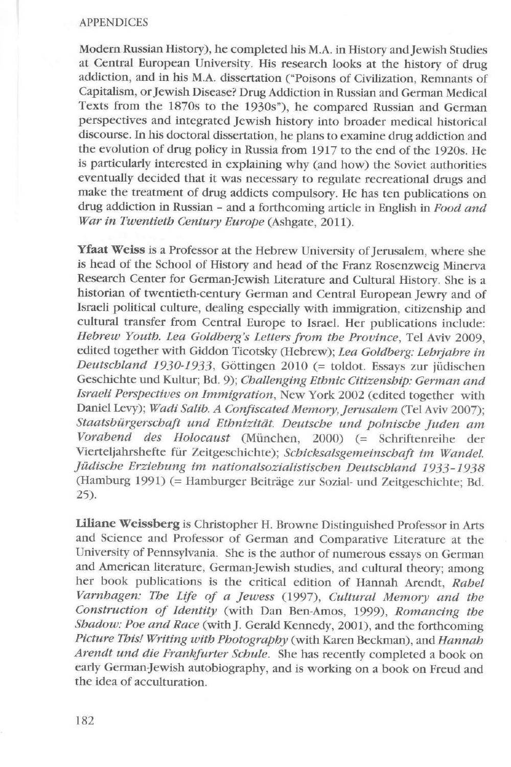Modern Russian History), he completed his M.A. in History and Jewish Studies at Central European University. His research looks at the history of drug addiction, and in his M.A. dissertation ("Poisons of Civilization, Remnants of Capitalism, or Jewish Disease? Drug Addiction in Russian and German Medical Texts from the 1870s to the 1930s"), he compared Russian and German perspectives and integrated Jewish history into broader medical historical discourse. In his doctoral dissertation, he plans to examine drug addiction and the evolution of drug policy in Russia from 1917 to the end of the 1920s. He is particularly interested in explaining why (and how) the Soviet authorities eventually decided that it was necessary to regulate recreational drugs and make the treatment of drug addicts compulsory. He has ten publications on drug addiction in Russian – and a forthcoming article in English in *Food and War in Twentieth Century Europe* (Ashgate, 2011).

**Yfaat Weiss** is a Professor at the Hebrew University of Jerusalem, where she is head of the School of History and head of the Franz Rosenzweig Minerva Research Center for German-Jewish Literature and Cultural History. She is a historian of twentieth-century German and Central European Jewry and of Israeli political culture, dealing especially with immigration, citizenship and cultural transfer from Central Europe to Israel. Her publications include: *Hebrew Youth. Lea Goldberg's Letters from the Province*, Tel Aviv 2009, edited together with Giddon Ticotsky (Hebrew); *Lea Goldberg: Lehrjahre in Deutschland 1930-1933*, Göttingen 2010 (= toldot. Essays zur jüdischen Geschichte und Kultur; Bd. 9); *Challenging Ethnic Citizenship: German and Israeli Perspectives on Immigration*, New York 2002 (edited together with Daniel Levy); *Wadi Salib. A Confiscated Memory, Jerusalem* (Tel Aviv 2007); *Staatsbürgerschaft und Ethnizität. Deutsche und polnische Juden am Vorabend des Holocaust* (München, 2000) (= Schriftenreihe der Vierteljahrshefte für Zeitgeschichte); *Schicksalsgemeinschaft im Wandel. Jüdische Erziehung im nationalsozialistischen Deutschland 1933–1938* (Hamburg 1991) (= Hamburger Beiträge zur Sozial- und Zeitgeschichte; Bd. 25).

**Liliane Weissberg** is Christopher H. Browne Distinguished Professor in Arts and Science and Professor of German and Comparative Literature at the University of Pennsylvania. She is the author of numerous essays on German and American literature, German-Jewish studies, and cultural theory; among her book publications is the critical edition of Hannah Arendt, *Rahel Varnhagen: The Life of a Jewess* (1997), *Cultural Memory and the Construction of Identity* (with Dan Ben-Amos, 1999), *Romancing the Shadow: Poe and Race* (with J. Gerald Kennedy, 2001), and the forthcoming *Picture This! Writing with Photography* (with Karen Beckman), and *Hannah Arendt und die Frankfurter Schule*. She has recently completed a book on early German-Jewish autobiography, and is working on a book on Freud and the idea of acculturation.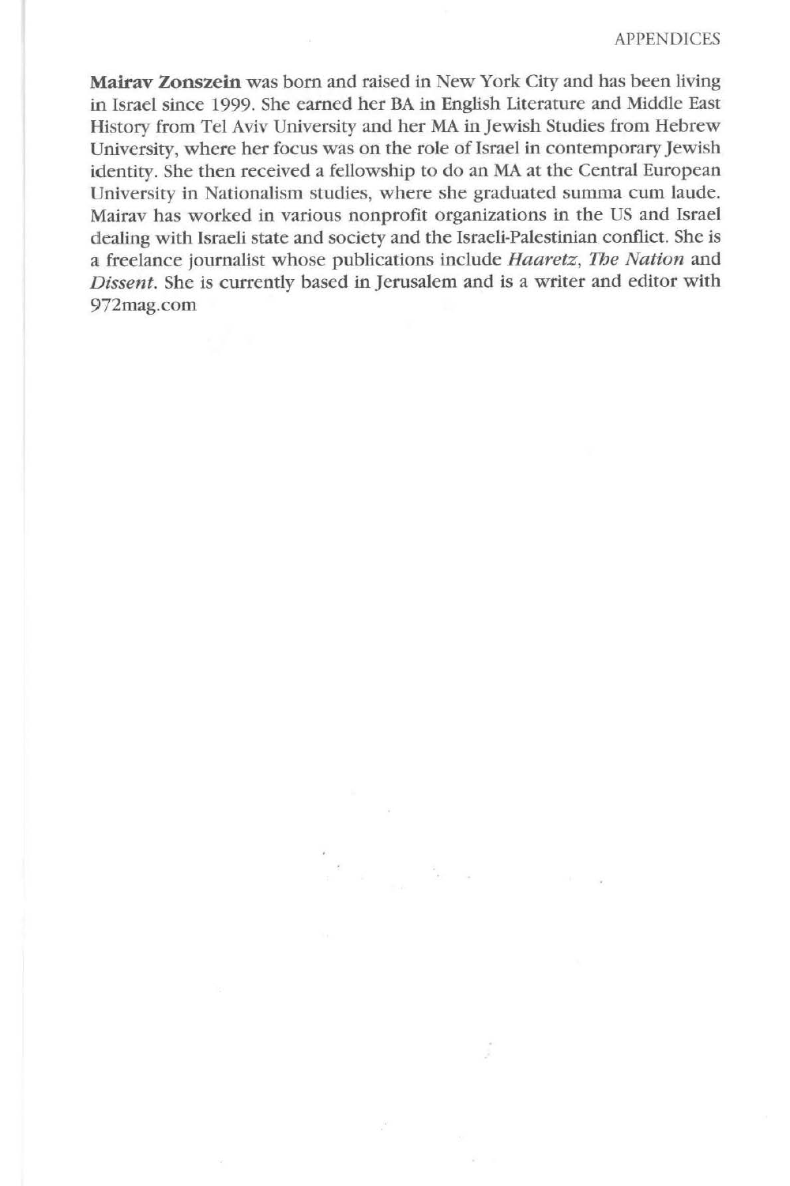**Mairav Zonszein** was born and raised in New York City and has been living in Israel since 1999. She earned her BA in English Literature and Middle East History from Tel Aviv University and her MA in Jewish Studies from Hebrew University, where her focus was on the role of Israel in contemporary Jewish identity. She then received a fellowship to do an MA at the Central European University in Nationalism studies, where she graduated summa cum laude. Mairav has worked in various nonprofit organizations in the US and Israel dealing with Israeli state and society and the Israeli-Palestinian conflict. She is a freelance journalist whose publications include *Haaretz*, *The Nation* and *Dissent*. She is currently based in Jerusalem and is a writer and editor with 972mag.com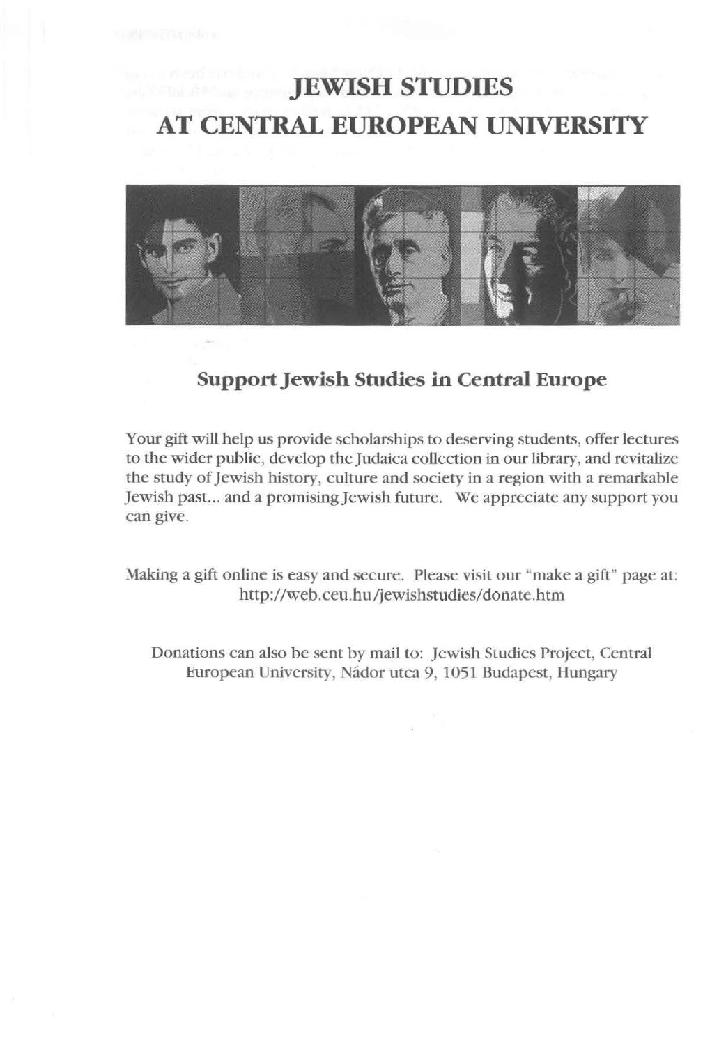# JEWISH STUDIES AT CENTRAL EUROPEAN UNIVERSITY

## Support Jewish Studies in Central Europe

Your gift will help us provide scholarships to deserving students, offer lectures to the wider public, develop the Judaica collection in our library, and revitalize the study of Jewish history, culture and society in a region with a remarkable Jewish past... and a promising Jewish future. We appreciate any support you can give.

Making a gift online is easy and secure. Please visit our "make a gift" page at: http://web.ceu.hu/jewishstudies/donate.htm

Donations can also be sent by mail to: Jewish Studies Project, Central European University, Nádor utca 9, 1051 Budapest, Hungary